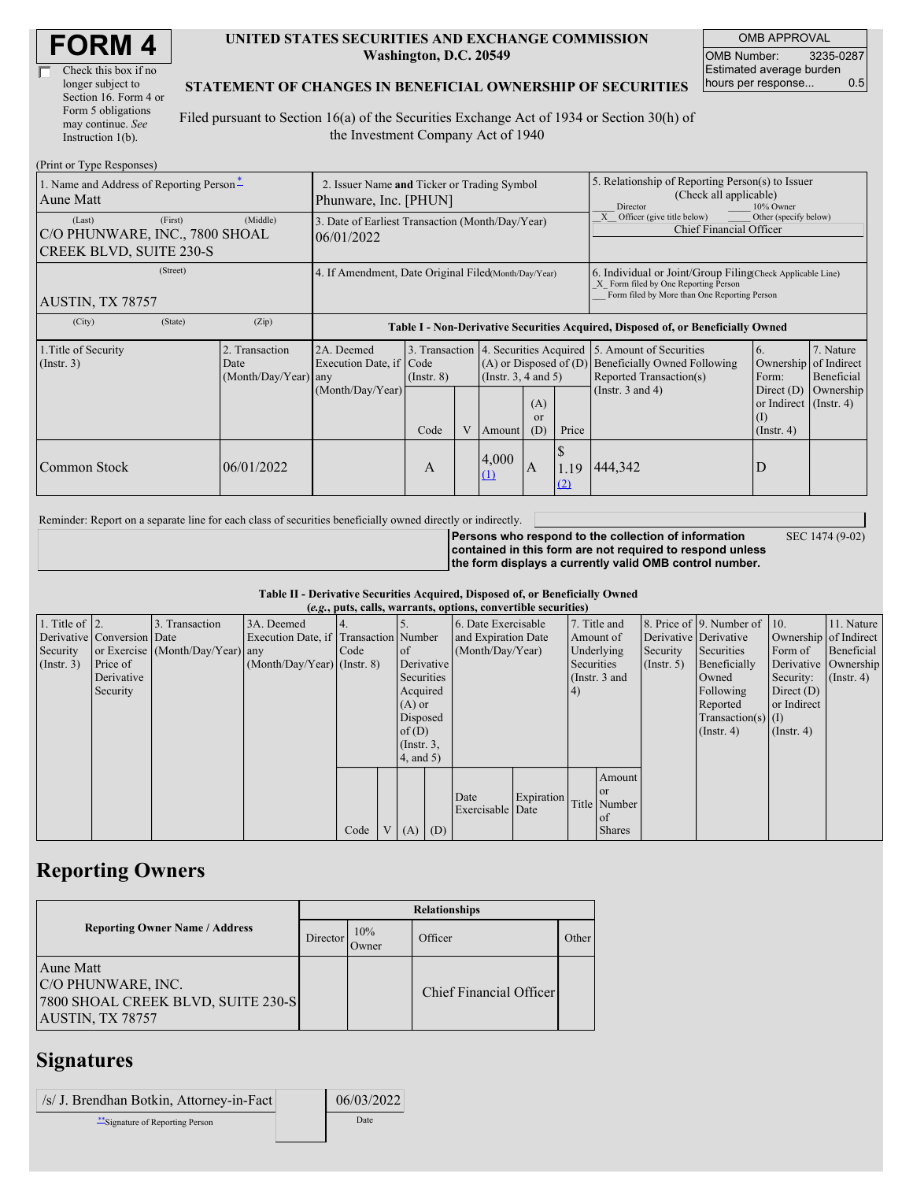# FORM 4

☐ Check this box if no longer subject to Section 16. Form 4 or Form 5 obligations may continue. *See* Instruction 1(b).

**UNITED STATES SECURITIES AND EXCHANGE COMMISSION**
**Washington, D.C. 20549**

**STATEMENT OF CHANGES IN BENEFICIAL OWNERSHIP OF SECURITIES**

Filed pursuant to Section 16(a) of the Securities Exchange Act of 1934 or Section 30(h) of the Investment Company Act of 1940

| OMB APPROVAL | |
|---|---|
| OMB Number: | 3235-0287 |
| Estimated average burden hours per response... | 0.5 |

(Print or Type Responses)

| | | |
|---|---|---|
| 1. Name and Address of Reporting Person* Aune Matt | 2. Issuer Name and Ticker or Trading Symbol Phunware, Inc. [PHUN] | 5. Relationship of Reporting Person(s) to Issuer (Check all applicable) ___ Director ___ 10% Owner _X_ Officer (give title below) ___ Other (specify below) Chief Financial Officer |
| (Last) (First) (Middle) C/O PHUNWARE, INC., 7800 SHOAL CREEK BLVD, SUITE 230-S | 3. Date of Earliest Transaction (Month/Day/Year) 06/01/2022 | |
| (Street) AUSTIN, TX 78757 | 4. If Amendment, Date Original Filed (Month/Day/Year) | 6. Individual or Joint/Group Filing (Check Applicable Line) _X_ Form filed by One Reporting Person ___ Form filed by More than One Reporting Person |
| (City) (State) (Zip) | | |

**Table I - Non-Derivative Securities Acquired, Disposed of, or Beneficially Owned**

| 1.Title of Security (Instr. 3) | 2. Transaction Date (Month/Day/Year) | 2A. Deemed Execution Date, if any (Month/Day/Year) | 3. Transaction Code (Instr. 8) | | 4. Securities Acquired (A) or Disposed of (D) (Instr. 3, 4 and 5) | | | 5. Amount of Securities Beneficially Owned Following Reported Transaction(s) (Instr. 3 and 4) | 6. Ownership Form: Direct (D) or Indirect (I) (Instr. 4) | 7. Nature of Indirect Beneficial Ownership (Instr. 4) |
|---|---|---|---|---|---|---|---|---|---|---|
| | | | Code | V | Amount | (A) or (D) | Price | | | |
| Common Stock | 06/01/2022 | | A | | 4,000 (1) | A | $ 1.19 (2) | 444,342 | D | |

Reminder: Report on a separate line for each class of securities beneficially owned directly or indirectly.

**Persons who respond to the collection of information contained in this form are not required to respond unless the form displays a currently valid OMB control number.** SEC 1474 (9-02)

**Table II - Derivative Securities Acquired, Disposed of, or Beneficially Owned**
**(*e.g.*, puts, calls, warrants, options, convertible securities)**

| 1. Title of Derivative Security (Instr. 3) | 2. Conversion or Exercise Price of Derivative Security | 3. Transaction Date (Month/Day/Year) | 3A. Deemed Execution Date, if any (Month/Day/Year) | 4. Transaction Code (Instr. 8) | | 5. Number of Derivative Securities Acquired (A) or Disposed of (D) (Instr. 3, 4, and 5) | | 6. Date Exercisable and Expiration Date (Month/Day/Year) | | 7. Title and Amount of Underlying Securities (Instr. 3 and 4) | | 8. Price of Derivative Security (Instr. 5) | 9. Number of Derivative Securities Beneficially Owned Following Reported Transaction(s) (Instr. 4) | 10. Ownership Form of Derivative Security: Direct (D) or Indirect (I) (Instr. 4) | 11. Nature of Indirect Beneficial Ownership (Instr. 4) |
|---|---|---|---|---|---|---|---|---|---|---|---|---|---|---|---|
| | | | | Code | V | (A) | (D) | Date Exercisable | Expiration Date | Title | Amount or Number of Shares | | | | |

## Reporting Owners

| Reporting Owner Name / Address | Relationships | | | |
|---|---|---|---|---|
| | Director | 10% Owner | Officer | Other |
| Aune Matt C/O PHUNWARE, INC. 7800 SHOAL CREEK BLVD, SUITE 230-S AUSTIN, TX 78757 | | | Chief Financial Officer | |

## Signatures

| | |
|---|---|
| /s/ J. Brendhan Botkin, Attorney-in-Fact | 06/03/2022 |
| **Signature of Reporting Person | Date |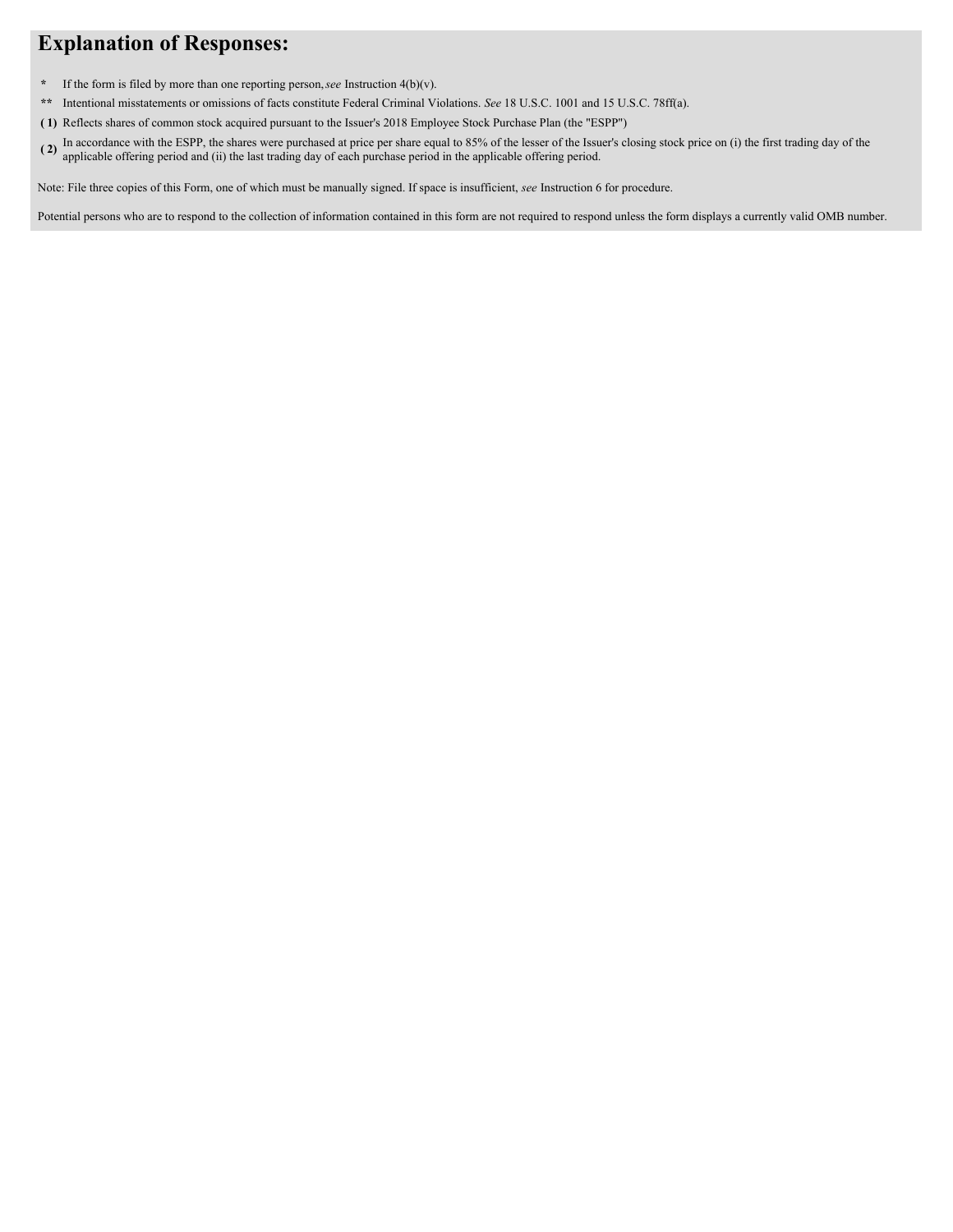# Explanation of Responses:

\* If the form is filed by more than one reporting person, *see* Instruction 4(b)(v).

\*\* Intentional misstatements or omissions of facts constitute Federal Criminal Violations. *See* 18 U.S.C. 1001 and 15 U.S.C. 78ff(a).

**( 1)** Reflects shares of common stock acquired pursuant to the Issuer's 2018 Employee Stock Purchase Plan (the "ESPP")

**( 2)** In accordance with the ESPP, the shares were purchased at price per share equal to 85% of the lesser of the Issuer's closing stock price on (i) the first trading day of the applicable offering period and (ii) the last trading day of each purchase period in the applicable offering period.

Note: File three copies of this Form, one of which must be manually signed. If space is insufficient, *see* Instruction 6 for procedure.

Potential persons who are to respond to the collection of information contained in this form are not required to respond unless the form displays a currently valid OMB number.